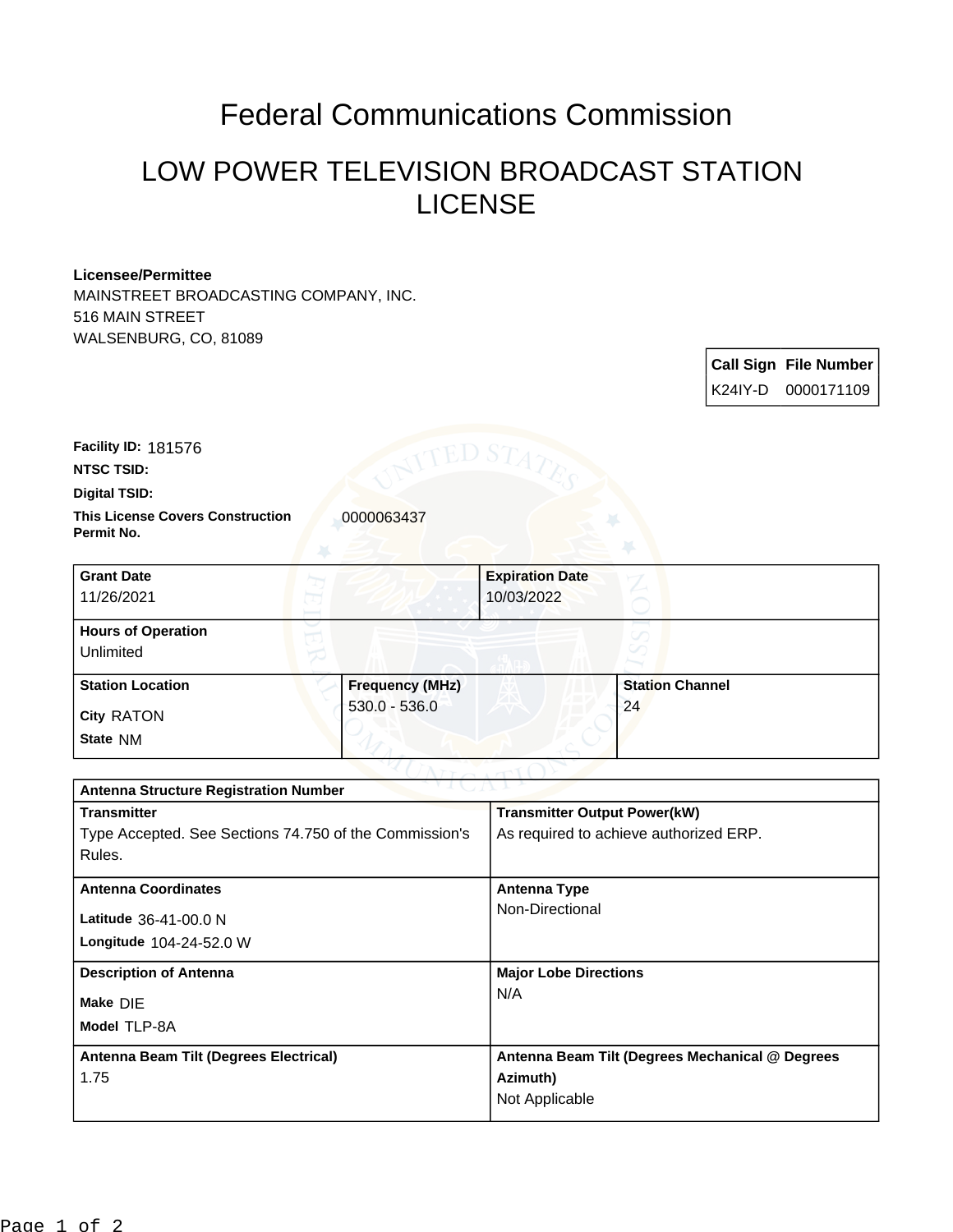# Federal Communications Commission

## LOW POWER TELEVISION BROADCAST STATION LICENSE

**Licensee/Permittee**
MAINSTREET BROADCASTING COMPANY, INC.
516 MAIN STREET
WALSENBURG, CO, 81089

| Call Sign | File Number |
| --- | --- |
| K24IY-D | 0000171109 |

**Facility ID:** 181576

**NTSC TSID:**

**Digital TSID:**

**This License Covers Construction Permit No.** 0000063437

| Grant Date | Expiration Date |
| --- | --- |
| 11/26/2021 | 10/03/2022 |

| Hours of Operation |
| --- |
| Unlimited |

| Station Location | Frequency (MHz) | Station Channel |
| --- | --- | --- |
| City RATON<br>State NM | 530.0 - 536.0 | 24 |

| Antenna Structure Registration Number | |
| --- | --- |
| **Transmitter**<br>Type Accepted. See Sections 74.750 of the Commission's Rules. | **Transmitter Output Power(kW)**<br>As required to achieve authorized ERP. |
| **Antenna Coordinates**<br>Latitude 36-41-00.0 N<br>Longitude 104-24-52.0 W | **Antenna Type**<br>Non-Directional |
| **Description of Antenna**<br>Make DIE<br>Model TLP-8A | **Major Lobe Directions**<br>N/A |
| **Antenna Beam Tilt (Degrees Electrical)**<br>1.75 | **Antenna Beam Tilt (Degrees Mechanical @ Degrees Azimuth)**<br>Not Applicable |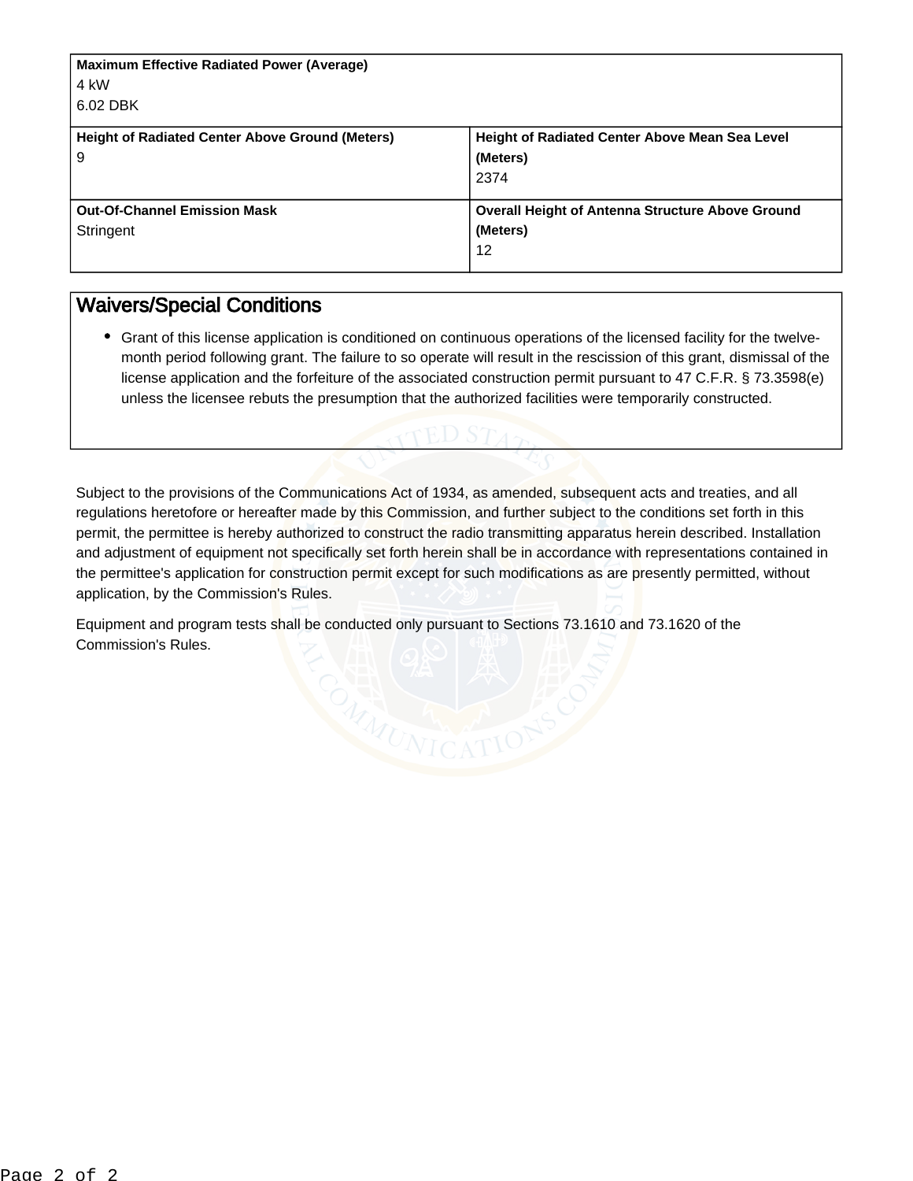| | |
|---|---|
| **Maximum Effective Radiated Power (Average)**<br>4 kW<br>6.02 DBK | |
| **Height of Radiated Center Above Ground (Meters)**<br>9 | **Height of Radiated Center Above Mean Sea Level (Meters)**<br>2374 |
| **Out-Of-Channel Emission Mask**<br>Stringent | **Overall Height of Antenna Structure Above Ground (Meters)**<br>12 |

## Waivers/Special Conditions

- Grant of this license application is conditioned on continuous operations of the licensed facility for the twelve-month period following grant. The failure to so operate will result in the rescission of this grant, dismissal of the license application and the forfeiture of the associated construction permit pursuant to 47 C.F.R. § 73.3598(e) unless the licensee rebuts the presumption that the authorized facilities were temporarily constructed.

Subject to the provisions of the Communications Act of 1934, as amended, subsequent acts and treaties, and all regulations heretofore or hereafter made by this Commission, and further subject to the conditions set forth in this permit, the permittee is hereby authorized to construct the radio transmitting apparatus herein described. Installation and adjustment of equipment not specifically set forth herein shall be in accordance with representations contained in the permittee's application for construction permit except for such modifications as are presently permitted, without application, by the Commission's Rules.

Equipment and program tests shall be conducted only pursuant to Sections 73.1610 and 73.1620 of the Commission's Rules.